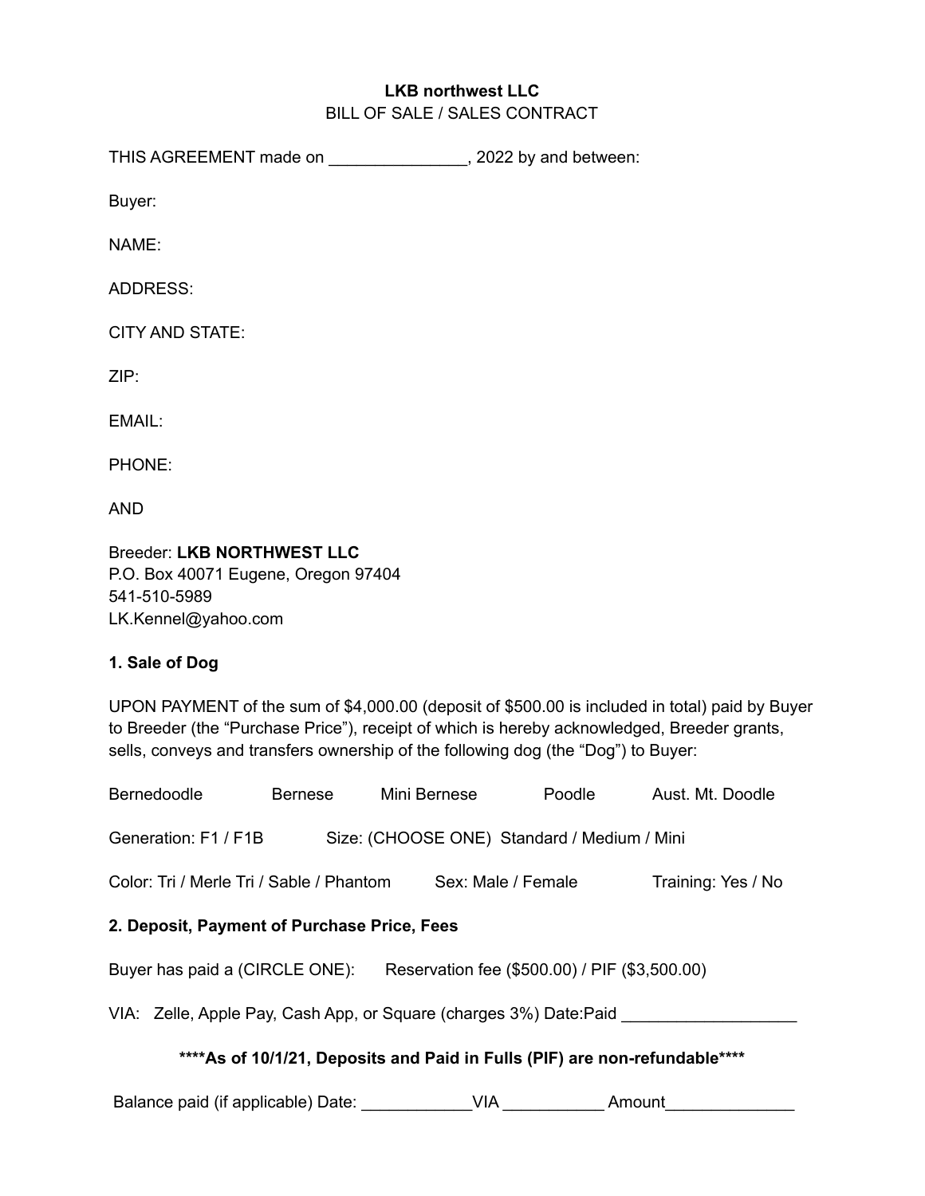**LKB northwest LLC**

BILL OF SALE / SALES CONTRACT

THIS AGREEMENT made on _______________, 2022 by and between:

Buyer:

NAME:

ADDRESS:

CITY AND STATE:

ZIP:

EMAIL:

PHONE:

AND

Breeder: **LKB NORTHWEST LLC**
P.O. Box 40071 Eugene, Oregon 97404
541-510-5989
LK.Kennel@yahoo.com

**1. Sale of Dog**

UPON PAYMENT of the sum of $4,000.00 (deposit of $500.00 is included in total) paid by Buyer to Breeder (the "Purchase Price"), receipt of which is hereby acknowledged, Breeder grants, sells, conveys and transfers ownership of the following dog (the "Dog") to Buyer:

Bernedoodle     Bernese     Mini Bernese     Poodle     Aust. Mt. Doodle

Generation: F1 / F1B     Size: (CHOOSE ONE) Standard / Medium / Mini

Color: Tri / Merle Tri / Sable / Phantom     Sex: Male / Female     Training: Yes / No

**2. Deposit, Payment of Purchase Price, Fees**

Buyer has paid a (CIRCLE ONE):     Reservation fee ($500.00) / PIF ($3,500.00)

VIA: Zelle, Apple Pay, Cash App, or Square (charges 3%) Date:Paid ___________________

**\*\*\*\*As of 10/1/21, Deposits and Paid in Fulls (PIF) are non-refundable\*\*\*\***

Balance paid (if applicable) Date: ____________VIA ___________ Amount______________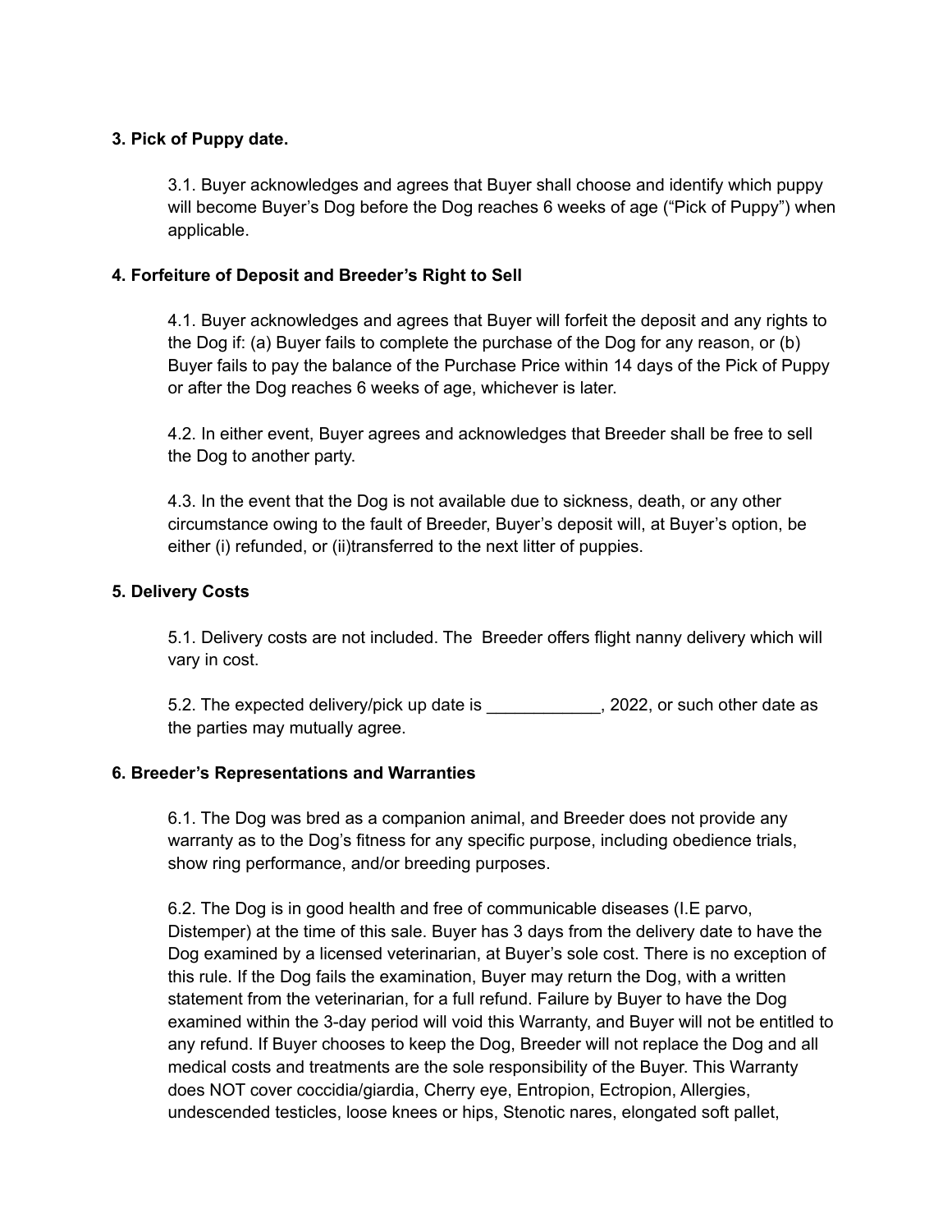**3. Pick of Puppy date.**

3.1. Buyer acknowledges and agrees that Buyer shall choose and identify which puppy will become Buyer's Dog before the Dog reaches 6 weeks of age ("Pick of Puppy") when applicable.

**4. Forfeiture of Deposit and Breeder's Right to Sell**

4.1. Buyer acknowledges and agrees that Buyer will forfeit the deposit and any rights to the Dog if: (a) Buyer fails to complete the purchase of the Dog for any reason, or (b) Buyer fails to pay the balance of the Purchase Price within 14 days of the Pick of Puppy or after the Dog reaches 6 weeks of age, whichever is later.

4.2. In either event, Buyer agrees and acknowledges that Breeder shall be free to sell the Dog to another party.

4.3. In the event that the Dog is not available due to sickness, death, or any other circumstance owing to the fault of Breeder, Buyer's deposit will, at Buyer's option, be either (i) refunded, or (ii)transferred to the next litter of puppies.

**5. Delivery Costs**

5.1. Delivery costs are not included. The  Breeder offers flight nanny delivery which will vary in cost.

5.2. The expected delivery/pick up date is ____________, 2022, or such other date as the parties may mutually agree.

**6. Breeder's Representations and Warranties**

6.1. The Dog was bred as a companion animal, and Breeder does not provide any warranty as to the Dog's fitness for any specific purpose, including obedience trials, show ring performance, and/or breeding purposes.

6.2. The Dog is in good health and free of communicable diseases (I.E parvo, Distemper) at the time of this sale. Buyer has 3 days from the delivery date to have the Dog examined by a licensed veterinarian, at Buyer's sole cost. There is no exception of this rule. If the Dog fails the examination, Buyer may return the Dog, with a written statement from the veterinarian, for a full refund. Failure by Buyer to have the Dog examined within the 3-day period will void this Warranty, and Buyer will not be entitled to any refund. If Buyer chooses to keep the Dog, Breeder will not replace the Dog and all medical costs and treatments are the sole responsibility of the Buyer. This Warranty does NOT cover coccidia/giardia, Cherry eye, Entropion, Ectropion, Allergies, undescended testicles, loose knees or hips, Stenotic nares, elongated soft pallet,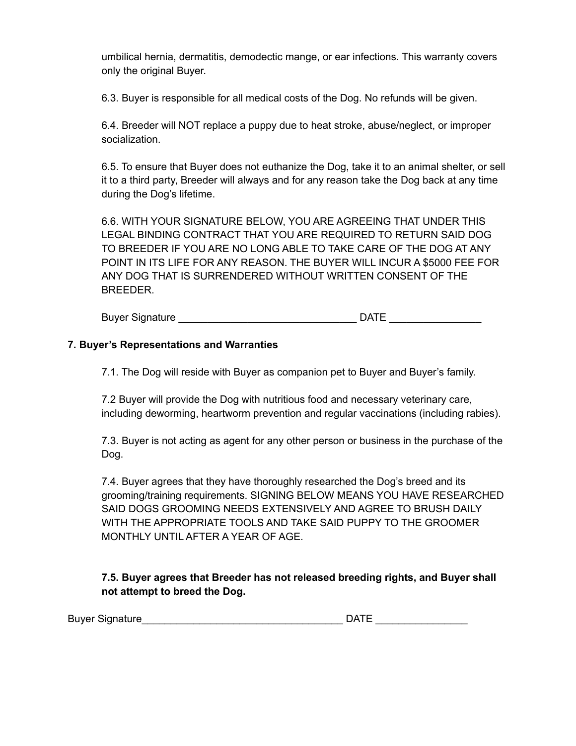umbilical hernia, dermatitis, demodectic mange, or ear infections. This warranty covers only the original Buyer.

6.3. Buyer is responsible for all medical costs of the Dog. No refunds will be given.

6.4. Breeder will NOT replace a puppy due to heat stroke, abuse/neglect, or improper socialization.

6.5. To ensure that Buyer does not euthanize the Dog, take it to an animal shelter, or sell it to a third party, Breeder will always and for any reason take the Dog back at any time during the Dog's lifetime.

6.6. WITH YOUR SIGNATURE BELOW, YOU ARE AGREEING THAT UNDER THIS LEGAL BINDING CONTRACT THAT YOU ARE REQUIRED TO RETURN SAID DOG TO BREEDER IF YOU ARE NO LONG ABLE TO TAKE CARE OF THE DOG AT ANY POINT IN ITS LIFE FOR ANY REASON. THE BUYER WILL INCUR A $5000 FEE FOR ANY DOG THAT IS SURRENDERED WITHOUT WRITTEN CONSENT OF THE BREEDER.

Buyer Signature _______________________________ DATE ________________

## 7. Buyer's Representations and Warranties

7.1. The Dog will reside with Buyer as companion pet to Buyer and Buyer's family.

7.2 Buyer will provide the Dog with nutritious food and necessary veterinary care, including deworming, heartworm prevention and regular vaccinations (including rabies).

7.3. Buyer is not acting as agent for any other person or business in the purchase of the Dog.

7.4. Buyer agrees that they have thoroughly researched the Dog's breed and its grooming/training requirements. SIGNING BELOW MEANS YOU HAVE RESEARCHED SAID DOGS GROOMING NEEDS EXTENSIVELY AND AGREE TO BRUSH DAILY WITH THE APPROPRIATE TOOLS AND TAKE SAID PUPPY TO THE GROOMER MONTHLY UNTIL AFTER A YEAR OF AGE.

**7.5. Buyer agrees that Breeder has not released breeding rights, and Buyer shall not attempt to breed the Dog.**

Buyer Signature___________________________________ DATE ________________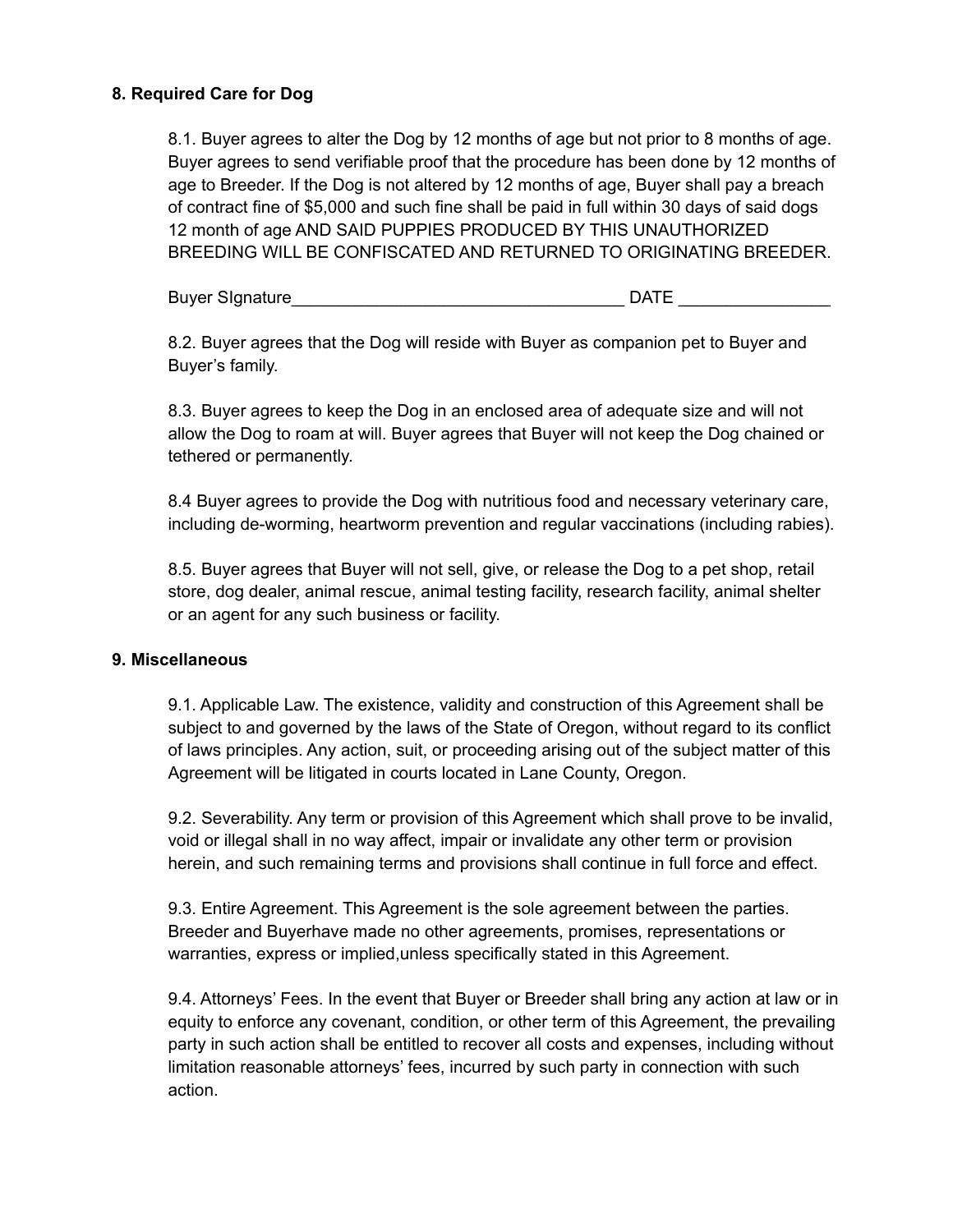### 8. Required Care for Dog

8.1. Buyer agrees to alter the Dog by 12 months of age but not prior to 8 months of age. Buyer agrees to send verifiable proof that the procedure has been done by 12 months of age to Breeder. If the Dog is not altered by 12 months of age, Buyer shall pay a breach of contract fine of $5,000 and such fine shall be paid in full within 30 days of said dogs 12 month of age AND SAID PUPPIES PRODUCED BY THIS UNAUTHORIZED BREEDING WILL BE CONFISCATED AND RETURNED TO ORIGINATING BREEDER.

Buyer SIgnature___________________________________ DATE ________________

8.2. Buyer agrees that the Dog will reside with Buyer as companion pet to Buyer and Buyer's family.

8.3. Buyer agrees to keep the Dog in an enclosed area of adequate size and will not allow the Dog to roam at will. Buyer agrees that Buyer will not keep the Dog chained or tethered or permanently.

8.4 Buyer agrees to provide the Dog with nutritious food and necessary veterinary care, including de-worming, heartworm prevention and regular vaccinations (including rabies).

8.5. Buyer agrees that Buyer will not sell, give, or release the Dog to a pet shop, retail store, dog dealer, animal rescue, animal testing facility, research facility, animal shelter or an agent for any such business or facility.

### 9. Miscellaneous

9.1. Applicable Law. The existence, validity and construction of this Agreement shall be subject to and governed by the laws of the State of Oregon, without regard to its conflict of laws principles. Any action, suit, or proceeding arising out of the subject matter of this Agreement will be litigated in courts located in Lane County, Oregon.

9.2. Severability. Any term or provision of this Agreement which shall prove to be invalid, void or illegal shall in no way affect, impair or invalidate any other term or provision herein, and such remaining terms and provisions shall continue in full force and effect.

9.3. Entire Agreement. This Agreement is the sole agreement between the parties. Breeder and Buyerhave made no other agreements, promises, representations or warranties, express or implied,unless specifically stated in this Agreement.

9.4. Attorneys' Fees. In the event that Buyer or Breeder shall bring any action at law or in equity to enforce any covenant, condition, or other term of this Agreement, the prevailing party in such action shall be entitled to recover all costs and expenses, including without limitation reasonable attorneys' fees, incurred by such party in connection with such action.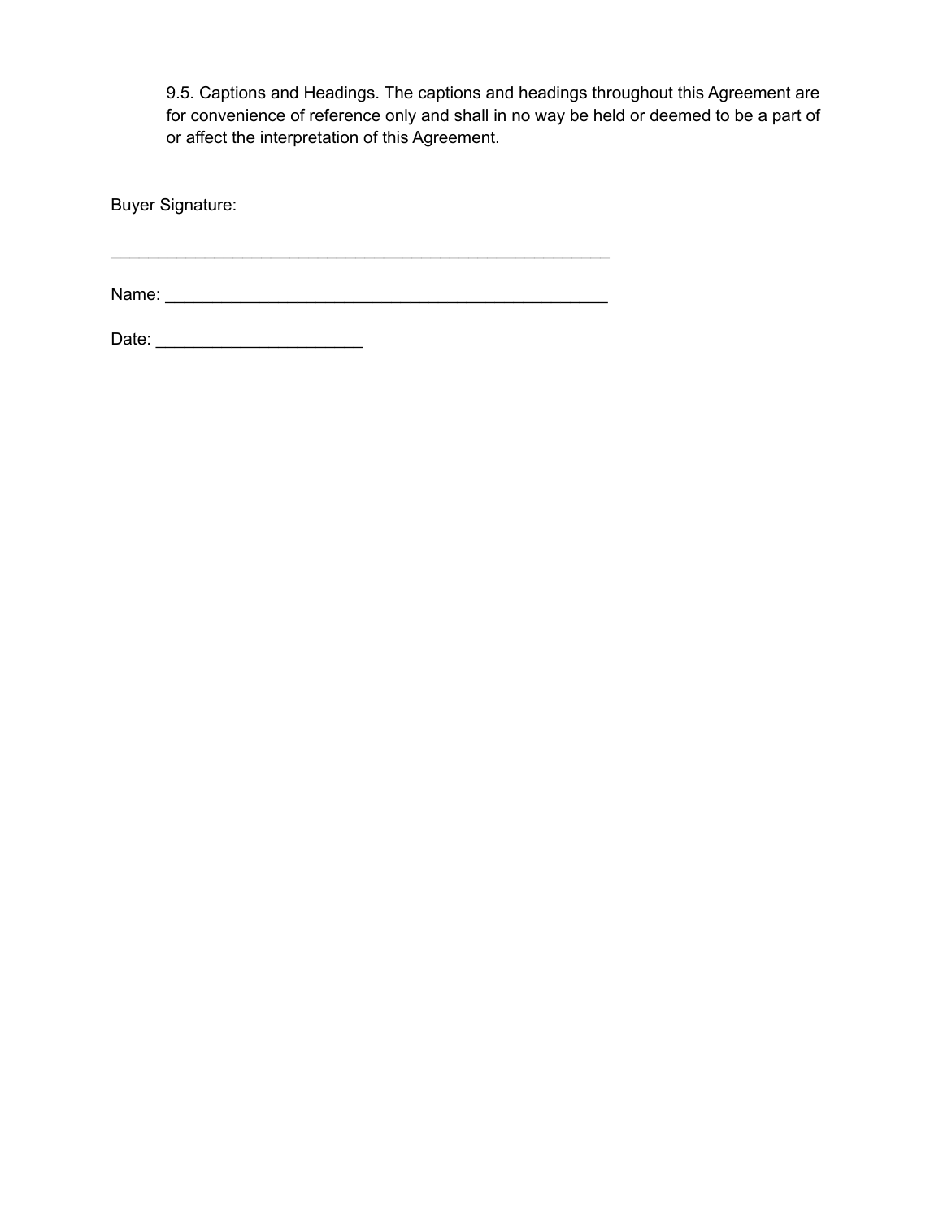9.5. Captions and Headings. The captions and headings throughout this Agreement are for convenience of reference only and shall in no way be held or deemed to be a part of or affect the interpretation of this Agreement.

Buyer Signature:

_______________________________________________________

Name: _________________________________________________

Date: ______________________